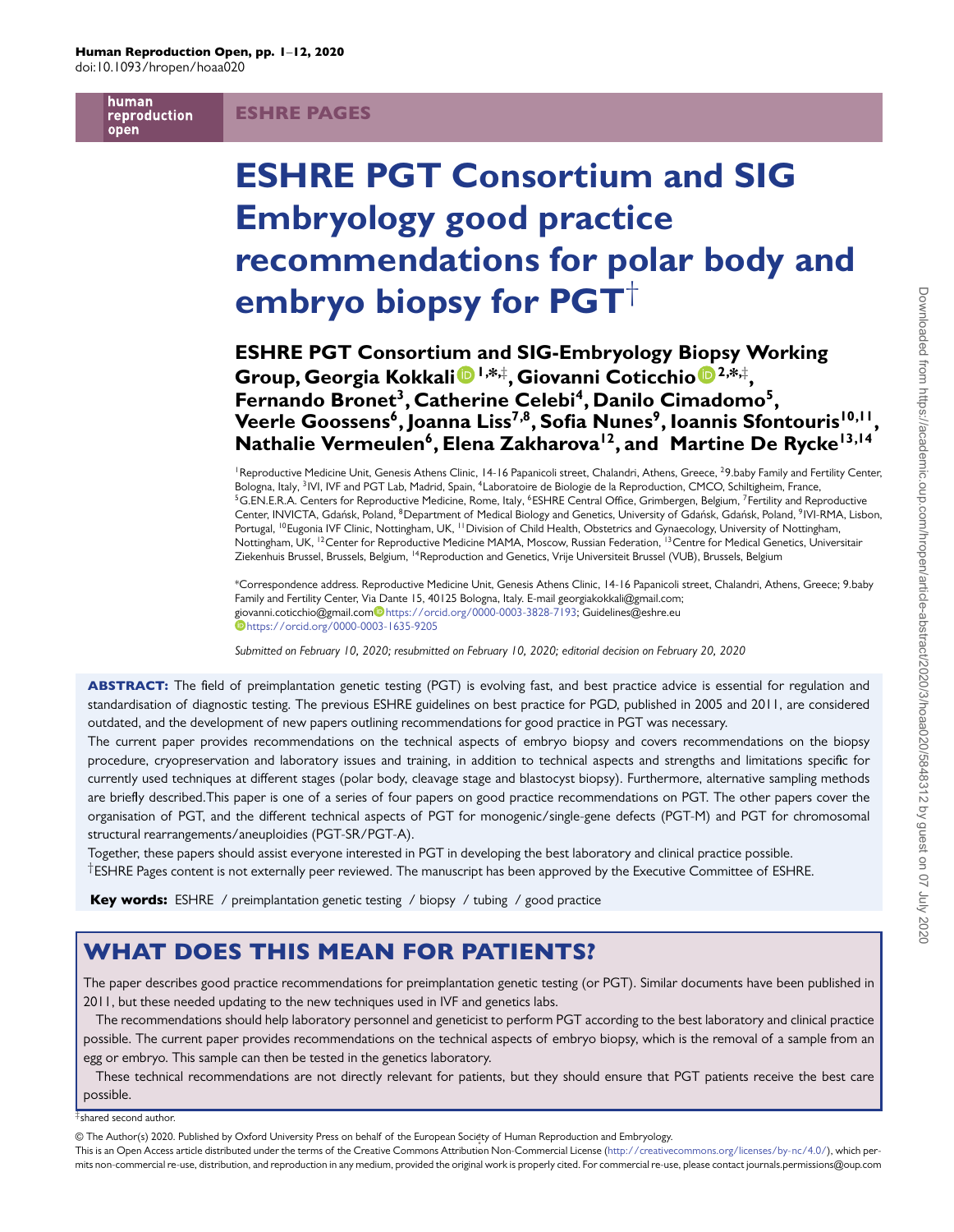ESHRE PAGES

# ESHRE PGT Consortium and SIG Embryology good practice recommendations for polar body and embryo biopsy for PGT†

**ESHRE PGT Consortium and SIG-Embryology Biopsy Working Group, Georgia Kokkali[1,*,‡], Giovanni Coticchio[2,*,‡], Fernando Bronet[3], Catherine Celebi[4], Danilo Cimadomo[5], Veerle Goossens[6], Joanna Liss[7,8], Sofia Nunes[9], Ioannis Sfontouris[10,11], Nathalie Vermeulen[6], Elena Zakharova[12], and Martine De Rycke[13,14]**

[1]Reproductive Medicine Unit, Genesis Athens Clinic, 14-16 Papanicoli street, Chalandri, Athens, Greece, [2]9.baby Family and Fertility Center, Bologna, Italy, [3]IVI, IVF and PGT Lab, Madrid, Spain, [4]Laboratoire de Biologie de la Reproduction, CMCO, Schiltigheim, France, [5]G.EN.E.R.A. Centers for Reproductive Medicine, Rome, Italy, [6]ESHRE Central Office, Grimbergen, Belgium, [7]Fertility and Reproductive Center, INVICTA, Gdańsk, Poland, [8]Department of Medical Biology and Genetics, University of Gdańsk, Gdańsk, Poland, [9]IVI-RMA, Lisbon, Portugal, [10]Eugonia IVF Clinic, Nottingham, UK, [11]Division of Child Health, Obstetrics and Gynaecology, University of Nottingham, Nottingham, UK, [12]Center for Reproductive Medicine MAMA, Moscow, Russian Federation, [13]Centre for Medical Genetics, Universitair Ziekenhuis Brussel, Brussels, Belgium, [14]Reproduction and Genetics, Vrije Universiteit Brussel (VUB), Brussels, Belgium

*Correspondence address. Reproductive Medicine Unit, Genesis Athens Clinic, 14-16 Papanicoli street, Chalandri, Athens, Greece; 9.baby Family and Fertility Center, Via Dante 15, 40125 Bologna, Italy. E-mail georgiakokkali@gmail.com; giovanni.coticchio@gmail.com https://orcid.org/0000-0003-3828-7193; Guidelines@eshre.eu https://orcid.org/0000-0003-1635-9205

*Submitted on February 10, 2020; resubmitted on February 10, 2020; editorial decision on February 20, 2020*

**ABSTRACT:** The field of preimplantation genetic testing (PGT) is evolving fast, and best practice advice is essential for regulation and standardisation of diagnostic testing. The previous ESHRE guidelines on best practice for PGD, published in 2005 and 2011, are considered outdated, and the development of new papers outlining recommendations for good practice in PGT was necessary.

The current paper provides recommendations on the technical aspects of embryo biopsy and covers recommendations on the biopsy procedure, cryopreservation and laboratory issues and training, in addition to technical aspects and strengths and limitations specific for currently used techniques at different stages (polar body, cleavage stage and blastocyst biopsy). Furthermore, alternative sampling methods are briefly described.This paper is one of a series of four papers on good practice recommendations on PGT. The other papers cover the organisation of PGT, and the different technical aspects of PGT for monogenic/single-gene defects (PGT-M) and PGT for chromosomal structural rearrangements/aneuploidies (PGT-SR/PGT-A).

Together, these papers should assist everyone interested in PGT in developing the best laboratory and clinical practice possible.

†ESHRE Pages content is not externally peer reviewed. The manuscript has been approved by the Executive Committee of ESHRE.

**Key words:** ESHRE / preimplantation genetic testing / biopsy / tubing / good practice

## WHAT DOES THIS MEAN FOR PATIENTS?

The paper describes good practice recommendations for preimplantation genetic testing (or PGT). Similar documents have been published in 2011, but these needed updating to the new techniques used in IVF and genetics labs.

The recommendations should help laboratory personnel and geneticist to perform PGT according to the best laboratory and clinical practice possible. The current paper provides recommendations on the technical aspects of embryo biopsy, which is the removal of a sample from an egg or embryo. This sample can then be tested in the genetics laboratory.

These technical recommendations are not directly relevant for patients, but they should ensure that PGT patients receive the best care possible.

‡shared second author.

© The Author(s) 2020. Published by Oxford University Press on behalf of the European Society of Human Reproduction and Embryology.
This is an Open Access article distributed under the terms of the Creative Commons Attribution Non-Commercial License (http://creativecommons.org/licenses/by-nc/4.0/), which permits non-commercial re-use, distribution, and reproduction in any medium, provided the original work is properly cited. For commercial re-use, please contact journals.permissions@oup.com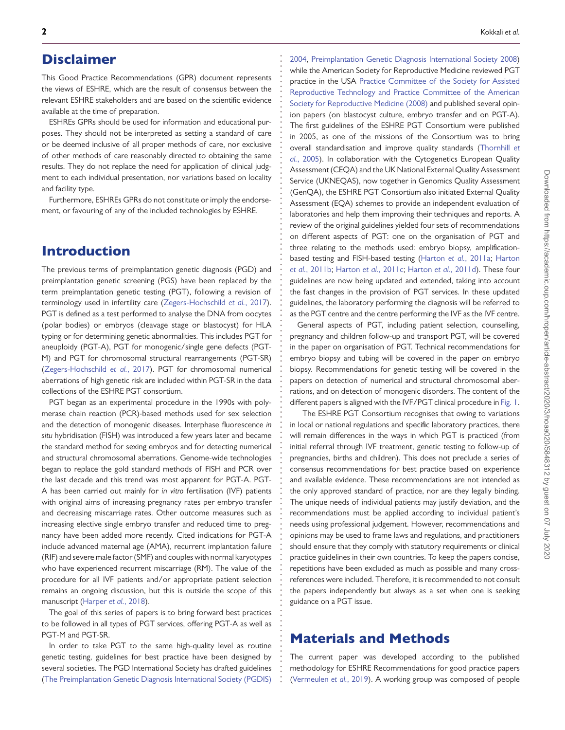# Disclaimer

This Good Practice Recommendations (GPR) document represents the views of ESHRE, which are the result of consensus between the relevant ESHRE stakeholders and are based on the scientific evidence available at the time of preparation.

ESHREs GPRs should be used for information and educational purposes. They should not be interpreted as setting a standard of care or be deemed inclusive of all proper methods of care, nor exclusive of other methods of care reasonably directed to obtaining the same results. They do not replace the need for application of clinical judgment to each individual presentation, nor variations based on locality and facility type.

Furthermore, ESHREs GPRs do not constitute or imply the endorsement, or favouring of any of the included technologies by ESHRE.

# Introduction

The previous terms of preimplantation genetic diagnosis (PGD) and preimplantation genetic screening (PGS) have been replaced by the term preimplantation genetic testing (PGT), following a revision of terminology used in infertility care (Zegers-Hochschild *et al.*, 2017). PGT is defined as a test performed to analyse the DNA from oocytes (polar bodies) or embryos (cleavage stage or blastocyst) for HLA typing or for determining genetic abnormalities. This includes PGT for aneuploidy (PGT-A), PGT for monogenic/single gene defects (PGT-M) and PGT for chromosomal structural rearrangements (PGT-SR) (Zegers-Hochschild *et al.*, 2017). PGT for chromosomal numerical aberrations of high genetic risk are included within PGT-SR in the data collections of the ESHRE PGT consortium.

PGT began as an experimental procedure in the 1990s with polymerase chain reaction (PCR)-based methods used for sex selection and the detection of monogenic diseases. Interphase fluorescence *in situ* hybridisation (FISH) was introduced a few years later and became the standard method for sexing embryos and for detecting numerical and structural chromosomal aberrations. Genome-wide technologies began to replace the gold standard methods of FISH and PCR over the last decade and this trend was most apparent for PGT-A. PGT-A has been carried out mainly for *in vitro* fertilisation (IVF) patients with original aims of increasing pregnancy rates per embryo transfer and decreasing miscarriage rates. Other outcome measures such as increasing elective single embryo transfer and reduced time to pregnancy have been added more recently. Cited indications for PGT-A include advanced maternal age (AMA), recurrent implantation failure (RIF) and severe male factor (SMF) and couples with normal karyotypes who have experienced recurrent miscarriage (RM). The value of the procedure for all IVF patients and/or appropriate patient selection remains an ongoing discussion, but this is outside the scope of this manuscript (Harper *et al.*, 2018).

The goal of this series of papers is to bring forward best practices to be followed in all types of PGT services, offering PGT-A as well as PGT-M and PGT-SR.

In order to take PGT to the same high-quality level as routine genetic testing, guidelines for best practice have been designed by several societies. The PGD International Society has drafted guidelines (The Preimplantation Genetic Diagnosis International Society (PGDIS) 2004, Preimplantation Genetic Diagnosis International Society 2008) while the American Society for Reproductive Medicine reviewed PGT practice in the USA Practice Committee of the Society for Assisted Reproductive Technology and Practice Committee of the American Society for Reproductive Medicine (2008) and published several opinion papers (on blastocyst culture, embryo transfer and on PGT-A). The first guidelines of the ESHRE PGT Consortium were published in 2005, as one of the missions of the Consortium was to bring overall standardisation and improve quality standards (Thornhill *et al.*, 2005). In collaboration with the Cytogenetics European Quality Assessment (CEQA) and the UK National External Quality Assessment Service (UKNEQAS), now together in Genomics Quality Assessment (GenQA), the ESHRE PGT Consortium also initiated External Quality Assessment (EQA) schemes to provide an independent evaluation of laboratories and help them improving their techniques and reports. A review of the original guidelines yielded four sets of recommendations on different aspects of PGT: one on the organisation of PGT and three relating to the methods used: embryo biopsy, amplification-based testing and FISH-based testing (Harton *et al.*, 2011a; Harton *et al.*, 2011b; Harton *et al.*, 2011c; Harton *et al.*, 2011d). These four guidelines are now being updated and extended, taking into account the fast changes in the provision of PGT services. In these updated guidelines, the laboratory performing the diagnosis will be referred to as the PGT centre and the centre performing the IVF as the IVF centre.

General aspects of PGT, including patient selection, counselling, pregnancy and children follow-up and transport PGT, will be covered in the paper on organisation of PGT. Technical recommendations for embryo biopsy and tubing will be covered in the paper on embryo biopsy. Recommendations for genetic testing will be covered in the papers on detection of numerical and structural chromosomal aberrations, and on detection of monogenic disorders. The content of the different papers is aligned with the IVF/PGT clinical procedure in Fig. 1.

The ESHRE PGT Consortium recognises that owing to variations in local or national regulations and specific laboratory practices, there will remain differences in the ways in which PGT is practiced (from initial referral through IVF treatment, genetic testing to follow-up of pregnancies, births and children). This does not preclude a series of consensus recommendations for best practice based on experience and available evidence. These recommendations are not intended as the only approved standard of practice, nor are they legally binding. The unique needs of individual patients may justify deviation, and the recommendations must be applied according to individual patient's needs using professional judgement. However, recommendations and opinions may be used to frame laws and regulations, and practitioners should ensure that they comply with statutory requirements or clinical practice guidelines in their own countries. To keep the papers concise, repetitions have been excluded as much as possible and many cross-references were included. Therefore, it is recommended to not consult the papers independently but always as a set when one is seeking guidance on a PGT issue.

# Materials and Methods

The current paper was developed according to the published methodology for ESHRE Recommendations for good practice papers (Vermeulen *et al.*, 2019). A working group was composed of people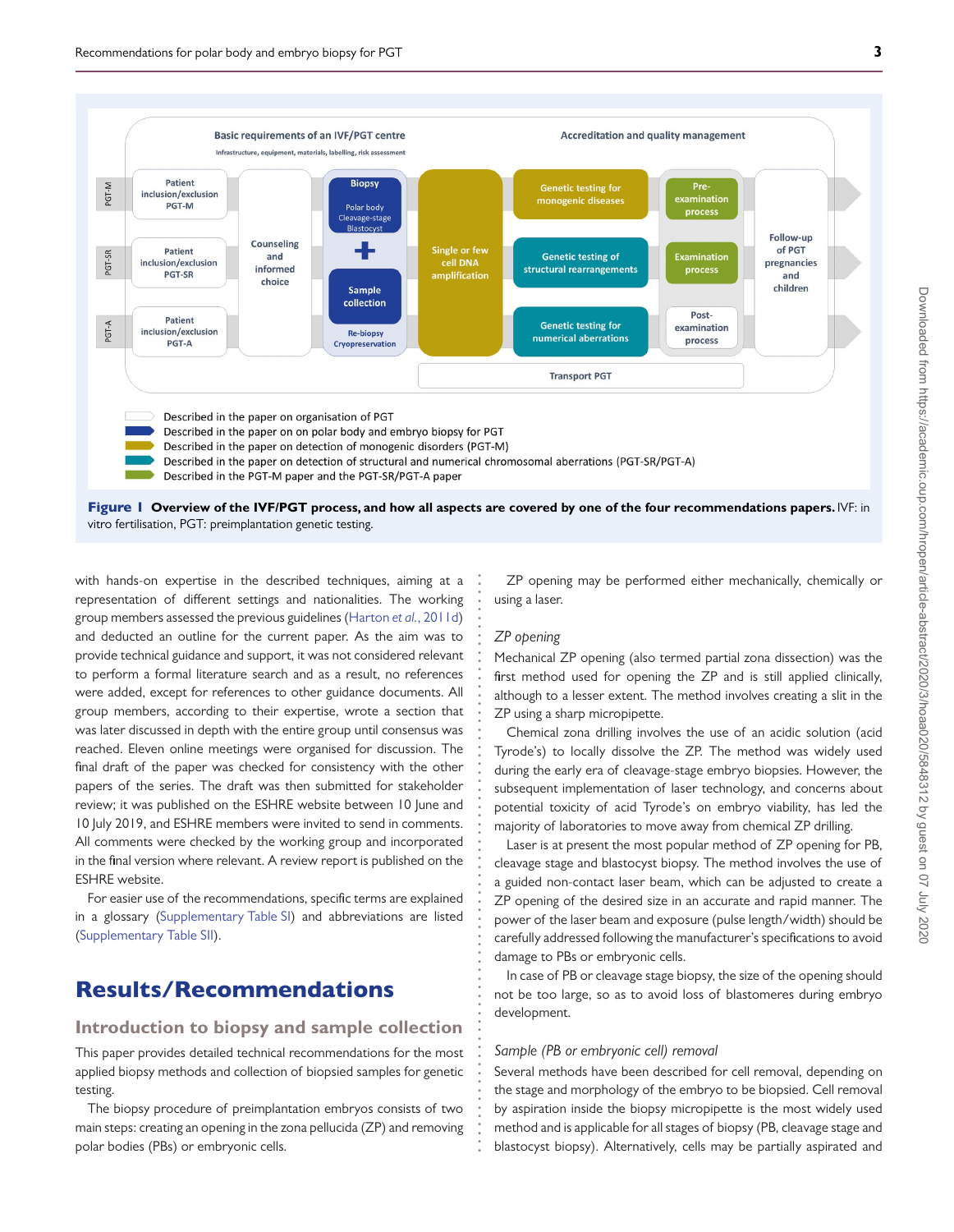Figure 1 **Overview of the IVF/PGT process, and how all aspects are covered by one of the four recommendations papers.** IVF: in vitro fertilisation, PGT: preimplantation genetic testing.

with hands-on expertise in the described techniques, aiming at a representation of different settings and nationalities. The working group members assessed the previous guidelines (Harton *et al.*, 2011d) and deducted an outline for the current paper. As the aim was to provide technical guidance and support, it was not considered relevant to perform a formal literature search and as a result, no references were added, except for references to other guidance documents. All group members, according to their expertise, wrote a section that was later discussed in depth with the entire group until consensus was reached. Eleven online meetings were organised for discussion. The final draft of the paper was checked for consistency with the other papers of the series. The draft was then submitted for stakeholder review; it was published on the ESHRE website between 10 June and 10 July 2019, and ESHRE members were invited to send in comments. All comments were checked by the working group and incorporated in the final version where relevant. A review report is published on the ESHRE website.

For easier use of the recommendations, specific terms are explained in a glossary (Supplementary Table SI) and abbreviations are listed (Supplementary Table SII).

# Results/Recommendations

## Introduction to biopsy and sample collection

This paper provides detailed technical recommendations for the most applied biopsy methods and collection of biopsied samples for genetic testing.

The biopsy procedure of preimplantation embryos consists of two main steps: creating an opening in the zona pellucida (ZP) and removing polar bodies (PBs) or embryonic cells.

ZP opening may be performed either mechanically, chemically or using a laser.

### *ZP opening*

Mechanical ZP opening (also termed partial zona dissection) was the first method used for opening the ZP and is still applied clinically, although to a lesser extent. The method involves creating a slit in the ZP using a sharp micropipette.

Chemical zona drilling involves the use of an acidic solution (acid Tyrode's) to locally dissolve the ZP. The method was widely used during the early era of cleavage-stage embryo biopsies. However, the subsequent implementation of laser technology, and concerns about potential toxicity of acid Tyrode's on embryo viability, has led the majority of laboratories to move away from chemical ZP drilling.

Laser is at present the most popular method of ZP opening for PB, cleavage stage and blastocyst biopsy. The method involves the use of a guided non-contact laser beam, which can be adjusted to create a ZP opening of the desired size in an accurate and rapid manner. The power of the laser beam and exposure (pulse length/width) should be carefully addressed following the manufacturer's specifications to avoid damage to PBs or embryonic cells.

In case of PB or cleavage stage biopsy, the size of the opening should not be too large, so as to avoid loss of blastomeres during embryo development.

### *Sample (PB or embryonic cell) removal*

Several methods have been described for cell removal, depending on the stage and morphology of the embryo to be biopsied. Cell removal by aspiration inside the biopsy micropipette is the most widely used method and is applicable for all stages of biopsy (PB, cleavage stage and blastocyst biopsy). Alternatively, cells may be partially aspirated and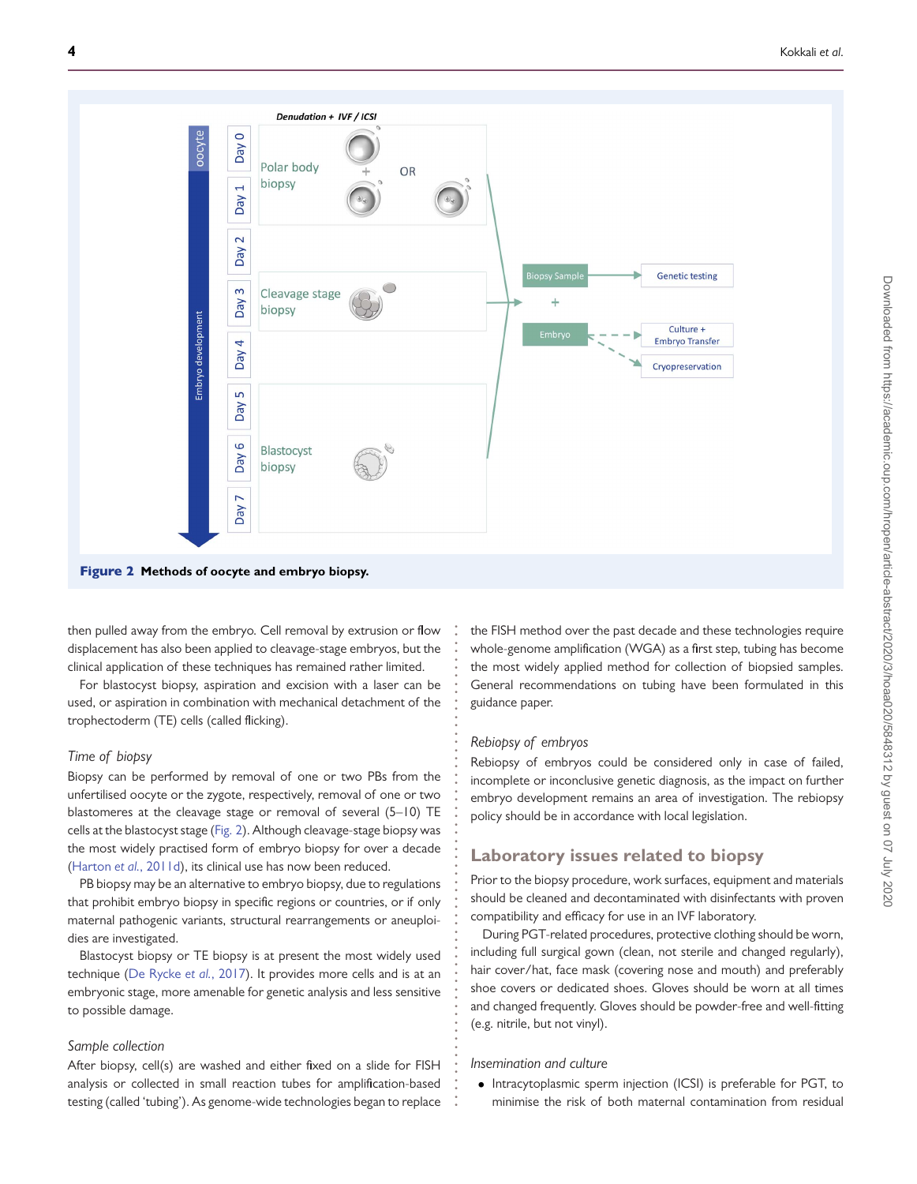**Figure 2** **Methods of oocyte and embryo biopsy.**

then pulled away from the embryo. Cell removal by extrusion or flow displacement has also been applied to cleavage-stage embryos, but the clinical application of these techniques has remained rather limited.

For blastocyst biopsy, aspiration and excision with a laser can be used, or aspiration in combination with mechanical detachment of the trophectoderm (TE) cells (called flicking).

### *Time of biopsy*

Biopsy can be performed by removal of one or two PBs from the unfertilised oocyte or the zygote, respectively, removal of one or two blastomeres at the cleavage stage or removal of several (5–10) TE cells at the blastocyst stage (Fig. 2). Although cleavage-stage biopsy was the most widely practised form of embryo biopsy for over a decade (Harton *et al.*, 2011d), its clinical use has now been reduced.

PB biopsy may be an alternative to embryo biopsy, due to regulations that prohibit embryo biopsy in specific regions or countries, or if only maternal pathogenic variants, structural rearrangements or aneuploidies are investigated.

Blastocyst biopsy or TE biopsy is at present the most widely used technique (De Rycke *et al.*, 2017). It provides more cells and is at an embryonic stage, more amenable for genetic analysis and less sensitive to possible damage.

### *Sample collection*

After biopsy, cell(s) are washed and either fixed on a slide for FISH analysis or collected in small reaction tubes for amplification-based testing (called 'tubing'). As genome-wide technologies began to replace the FISH method over the past decade and these technologies require whole-genome amplification (WGA) as a first step, tubing has become the most widely applied method for collection of biopsied samples. General recommendations on tubing have been formulated in this guidance paper.

### *Rebiopsy of embryos*

Rebiopsy of embryos could be considered only in case of failed, incomplete or inconclusive genetic diagnosis, as the impact on further embryo development remains an area of investigation. The rebiopsy policy should be in accordance with local legislation.

## Laboratory issues related to biopsy

Prior to the biopsy procedure, work surfaces, equipment and materials should be cleaned and decontaminated with disinfectants with proven compatibility and efficacy for use in an IVF laboratory.

During PGT-related procedures, protective clothing should be worn, including full surgical gown (clean, not sterile and changed regularly), hair cover/hat, face mask (covering nose and mouth) and preferably shoe covers or dedicated shoes. Gloves should be worn at all times and changed frequently. Gloves should be powder-free and well-fitting (e.g. nitrile, but not vinyl).

### *Insemination and culture*

- Intracytoplasmic sperm injection (ICSI) is preferable for PGT, to minimise the risk of both maternal contamination from residual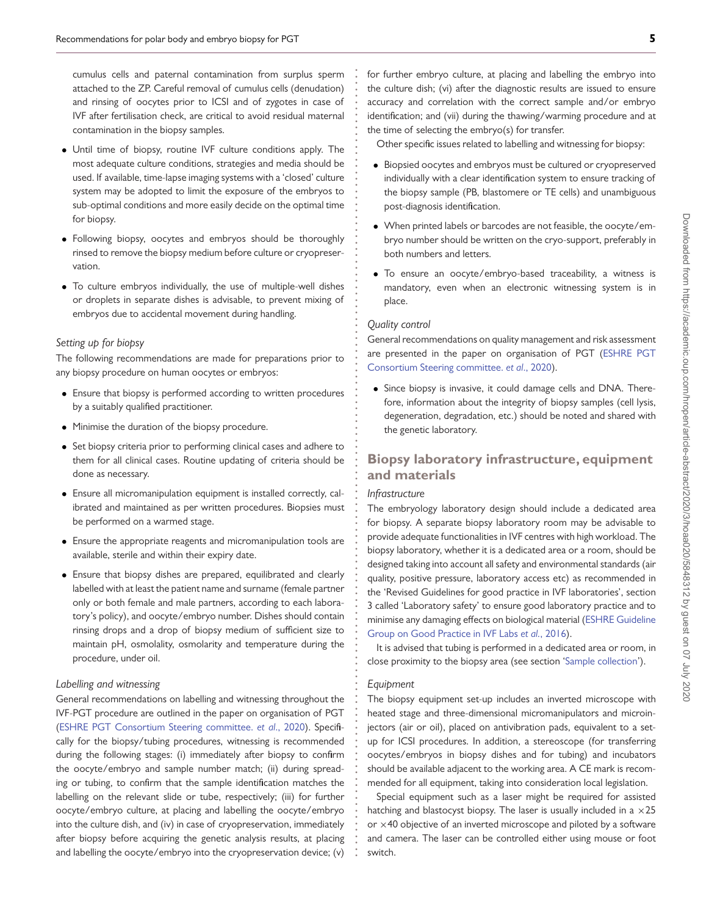cumulus cells and paternal contamination from surplus sperm attached to the ZP. Careful removal of cumulus cells (denudation) and rinsing of oocytes prior to ICSI and of zygotes in case of IVF after fertilisation check, are critical to avoid residual maternal contamination in the biopsy samples.

- Until time of biopsy, routine IVF culture conditions apply. The most adequate culture conditions, strategies and media should be used. If available, time-lapse imaging systems with a 'closed' culture system may be adopted to limit the exposure of the embryos to sub-optimal conditions and more easily decide on the optimal time for biopsy.
- Following biopsy, oocytes and embryos should be thoroughly rinsed to remove the biopsy medium before culture or cryopreservation.
- To culture embryos individually, the use of multiple-well dishes or droplets in separate dishes is advisable, to prevent mixing of embryos due to accidental movement during handling.

*Setting up for biopsy*

The following recommendations are made for preparations prior to any biopsy procedure on human oocytes or embryos:

- Ensure that biopsy is performed according to written procedures by a suitably qualified practitioner.
- Minimise the duration of the biopsy procedure.
- Set biopsy criteria prior to performing clinical cases and adhere to them for all clinical cases. Routine updating of criteria should be done as necessary.
- Ensure all micromanipulation equipment is installed correctly, calibrated and maintained as per written procedures. Biopsies must be performed on a warmed stage.
- Ensure the appropriate reagents and micromanipulation tools are available, sterile and within their expiry date.
- Ensure that biopsy dishes are prepared, equilibrated and clearly labelled with at least the patient name and surname (female partner only or both female and male partners, according to each laboratory's policy), and oocyte/embryo number. Dishes should contain rinsing drops and a drop of biopsy medium of sufficient size to maintain pH, osmolality, osmolarity and temperature during the procedure, under oil.

*Labelling and witnessing*

General recommendations on labelling and witnessing throughout the IVF-PGT procedure are outlined in the paper on organisation of PGT (ESHRE PGT Consortium Steering committee. *et al*., 2020). Specifically for the biopsy/tubing procedures, witnessing is recommended during the following stages: (i) immediately after biopsy to confirm the oocyte/embryo and sample number match; (ii) during spreading or tubing, to confirm that the sample identification matches the labelling on the relevant slide or tube, respectively; (iii) for further oocyte/embryo culture, at placing and labelling the oocyte/embryo into the culture dish, and (iv) in case of cryopreservation, immediately after biopsy before acquiring the genetic analysis results, at placing and labelling the oocyte/embryo into the cryopreservation device; (v) for further embryo culture, at placing and labelling the embryo into the culture dish; (vi) after the diagnostic results are issued to ensure accuracy and correlation with the correct sample and/or embryo identification; and (vii) during the thawing/warming procedure and at the time of selecting the embryo(s) for transfer.

Other specific issues related to labelling and witnessing for biopsy:

- Biopsied oocytes and embryos must be cultured or cryopreserved individually with a clear identification system to ensure tracking of the biopsy sample (PB, blastomere or TE cells) and unambiguous post-diagnosis identification.
- When printed labels or barcodes are not feasible, the oocyte/embryo number should be written on the cryo-support, preferably in both numbers and letters.
- To ensure an oocyte/embryo-based traceability, a witness is mandatory, even when an electronic witnessing system is in place.

*Quality control*

General recommendations on quality management and risk assessment are presented in the paper on organisation of PGT (ESHRE PGT Consortium Steering committee. *et al*., 2020).

- Since biopsy is invasive, it could damage cells and DNA. Therefore, information about the integrity of biopsy samples (cell lysis, degeneration, degradation, etc.) should be noted and shared with the genetic laboratory.

## Biopsy laboratory infrastructure, equipment and materials

*Infrastructure*

The embryology laboratory design should include a dedicated area for biopsy. A separate biopsy laboratory room may be advisable to provide adequate functionalities in IVF centres with high workload. The biopsy laboratory, whether it is a dedicated area or a room, should be designed taking into account all safety and environmental standards (air quality, positive pressure, laboratory access etc) as recommended in the 'Revised Guidelines for good practice in IVF laboratories', section 3 called 'Laboratory safety' to ensure good laboratory practice and to minimise any damaging effects on biological material (ESHRE Guideline Group on Good Practice in IVF Labs *et al*., 2016).

It is advised that tubing is performed in a dedicated area or room, in close proximity to the biopsy area (see section 'Sample collection').

*Equipment*

The biopsy equipment set-up includes an inverted microscope with heated stage and three-dimensional micromanipulators and microinjectors (air or oil), placed on antivibration pads, equivalent to a set-up for ICSI procedures. In addition, a stereoscope (for transferring oocytes/embryos in biopsy dishes and for tubing) and incubators should be available adjacent to the working area. A CE mark is recommended for all equipment, taking into consideration local legislation.

Special equipment such as a laser might be required for assisted hatching and blastocyst biopsy. The laser is usually included in a $\times 25$ or $\times 40$ objective of an inverted microscope and piloted by a software and camera. The laser can be controlled either using mouse or foot switch.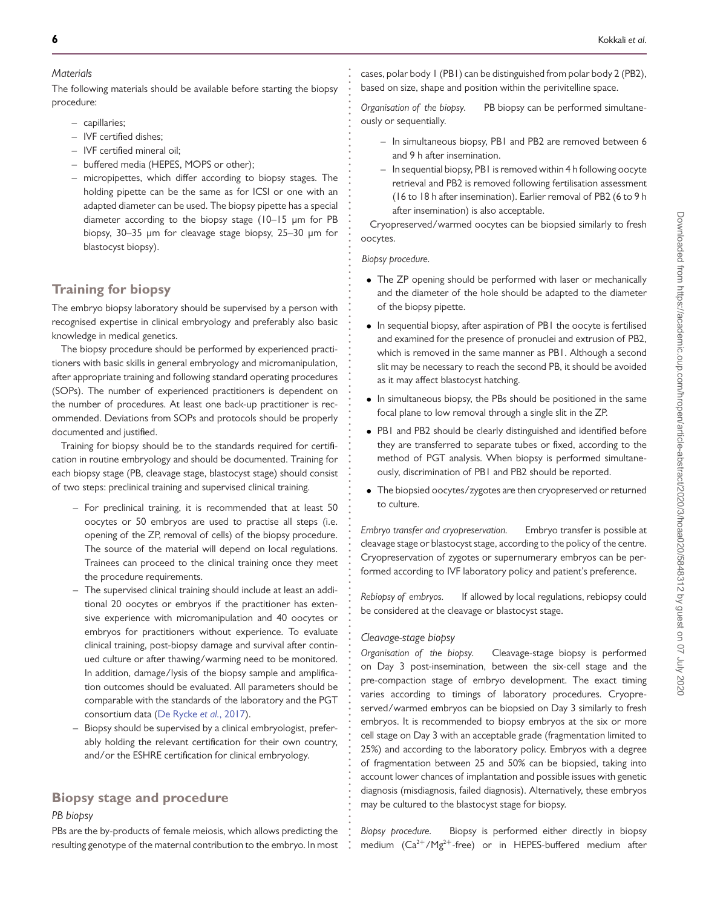*Materials*

The following materials should be available before starting the biopsy procedure:

- capillaries;
- IVF certified dishes;
- IVF certified mineral oil;
- buffered media (HEPES, MOPS or other);
- micropipettes, which differ according to biopsy stages. The holding pipette can be the same as for ICSI or one with an adapted diameter can be used. The biopsy pipette has a special diameter according to the biopsy stage (10–15 μm for PB biopsy, 30–35 μm for cleavage stage biopsy, 25–30 μm for blastocyst biopsy).

## Training for biopsy

The embryo biopsy laboratory should be supervised by a person with recognised expertise in clinical embryology and preferably also basic knowledge in medical genetics.

The biopsy procedure should be performed by experienced practitioners with basic skills in general embryology and micromanipulation, after appropriate training and following standard operating procedures (SOPs). The number of experienced practitioners is dependent on the number of procedures. At least one back-up practitioner is recommended. Deviations from SOPs and protocols should be properly documented and justified.

Training for biopsy should be to the standards required for certification in routine embryology and should be documented. Training for each biopsy stage (PB, cleavage stage, blastocyst stage) should consist of two steps: preclinical training and supervised clinical training.

- For preclinical training, it is recommended that at least 50 oocytes or 50 embryos are used to practise all steps (i.e. opening of the ZP, removal of cells) of the biopsy procedure. The source of the material will depend on local regulations. Trainees can proceed to the clinical training once they meet the procedure requirements.
- The supervised clinical training should include at least an additional 20 oocytes or embryos if the practitioner has extensive experience with micromanipulation and 40 oocytes or embryos for practitioners without experience. To evaluate clinical training, post-biopsy damage and survival after continued culture or after thawing/warming need to be monitored. In addition, damage/lysis of the biopsy sample and amplification outcomes should be evaluated. All parameters should be comparable with the standards of the laboratory and the PGT consortium data (De Rycke *et al.*, 2017).
- Biopsy should be supervised by a clinical embryologist, preferably holding the relevant certification for their own country, and/or the ESHRE certification for clinical embryology.

## Biopsy stage and procedure

### PB biopsy

PBs are the by-products of female meiosis, which allows predicting the resulting genotype of the maternal contribution to the embryo. In most cases, polar body 1 (PB1) can be distinguished from polar body 2 (PB2), based on size, shape and position within the perivitelline space.

*Organisation of the biopsy.* PB biopsy can be performed simultaneously or sequentially.

- In simultaneous biopsy, PB1 and PB2 are removed between 6 and 9 h after insemination.
- In sequential biopsy, PB1 is removed within 4 h following oocyte retrieval and PB2 is removed following fertilisation assessment (16 to 18 h after insemination). Earlier removal of PB2 (6 to 9 h after insemination) is also acceptable.

Cryopreserved/warmed oocytes can be biopsied similarly to fresh oocytes.

*Biopsy procedure.*

- The ZP opening should be performed with laser or mechanically and the diameter of the hole should be adapted to the diameter of the biopsy pipette.
- In sequential biopsy, after aspiration of PB1 the oocyte is fertilised and examined for the presence of pronuclei and extrusion of PB2, which is removed in the same manner as PB1. Although a second slit may be necessary to reach the second PB, it should be avoided as it may affect blastocyst hatching.
- In simultaneous biopsy, the PBs should be positioned in the same focal plane to low removal through a single slit in the ZP.
- PB1 and PB2 should be clearly distinguished and identified before they are transferred to separate tubes or fixed, according to the method of PGT analysis. When biopsy is performed simultaneously, discrimination of PB1 and PB2 should be reported.
- The biopsied oocytes/zygotes are then cryopreserved or returned to culture.

*Embryo transfer and cryopreservation.* Embryo transfer is possible at cleavage stage or blastocyst stage, according to the policy of the centre. Cryopreservation of zygotes or supernumerary embryos can be performed according to IVF laboratory policy and patient's preference.

*Rebiopsy of embryos.* If allowed by local regulations, rebiopsy could be considered at the cleavage or blastocyst stage.

### Cleavage-stage biopsy

*Organisation of the biopsy.* Cleavage-stage biopsy is performed on Day 3 post-insemination, between the six-cell stage and the pre-compaction stage of embryo development. The exact timing varies according to timings of laboratory procedures. Cryopreserved/warmed embryos can be biopsied on Day 3 similarly to fresh embryos. It is recommended to biopsy embryos at the six or more cell stage on Day 3 with an acceptable grade (fragmentation limited to 25%) and according to the laboratory policy. Embryos with a degree of fragmentation between 25 and 50% can be biopsied, taking into account lower chances of implantation and possible issues with genetic diagnosis (misdiagnosis, failed diagnosis). Alternatively, these embryos may be cultured to the blastocyst stage for biopsy.

*Biopsy procedure.* Biopsy is performed either directly in biopsy medium ($Ca^{2+}/Mg^{2+}$-free) or in HEPES-buffered medium after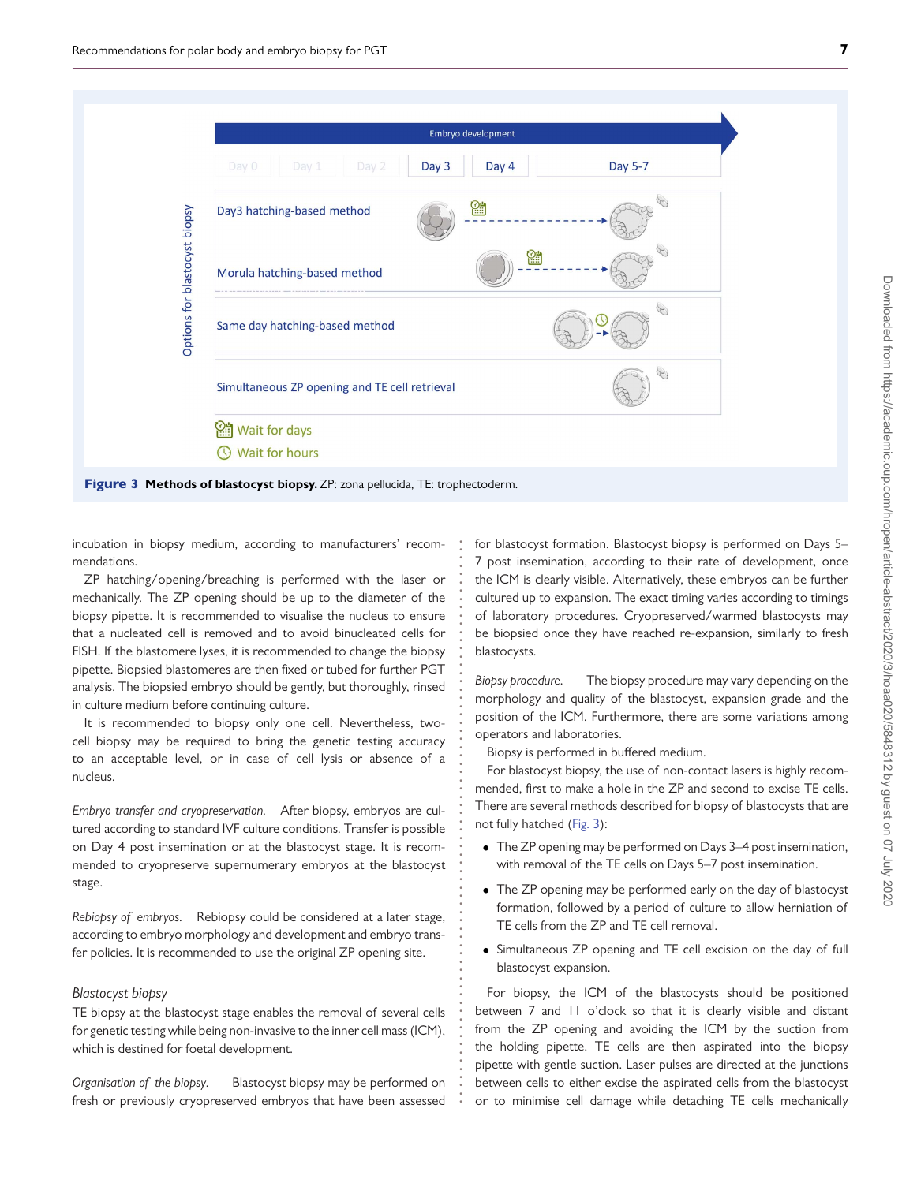Figure 3 **Methods of blastocyst biopsy.** ZP: zona pellucida, TE: trophectoderm.

incubation in biopsy medium, according to manufacturers' recommendations.

ZP hatching/opening/breaching is performed with the laser or mechanically. The ZP opening should be up to the diameter of the biopsy pipette. It is recommended to visualise the nucleus to ensure that a nucleated cell is removed and to avoid binucleated cells for FISH. If the blastomere lyses, it is recommended to change the biopsy pipette. Biopsied blastomeres are then fixed or tubed for further PGT analysis. The biopsied embryo should be gently, but thoroughly, rinsed in culture medium before continuing culture.

It is recommended to biopsy only one cell. Nevertheless, two-cell biopsy may be required to bring the genetic testing accuracy to an acceptable level, or in case of cell lysis or absence of a nucleus.

*Embryo transfer and cryopreservation.* After biopsy, embryos are cultured according to standard IVF culture conditions. Transfer is possible on Day 4 post insemination or at the blastocyst stage. It is recommended to cryopreserve supernumerary embryos at the blastocyst stage.

*Rebiopsy of embryos.* Rebiopsy could be considered at a later stage, according to embryo morphology and development and embryo transfer policies. It is recommended to use the original ZP opening site.

### Blastocyst biopsy

TE biopsy at the blastocyst stage enables the removal of several cells for genetic testing while being non-invasive to the inner cell mass (ICM), which is destined for foetal development.

*Organisation of the biopsy.* Blastocyst biopsy may be performed on fresh or previously cryopreserved embryos that have been assessed for blastocyst formation. Blastocyst biopsy is performed on Days 5–7 post insemination, according to their rate of development, once the ICM is clearly visible. Alternatively, these embryos can be further cultured up to expansion. The exact timing varies according to timings of laboratory procedures. Cryopreserved/warmed blastocysts may be biopsied once they have reached re-expansion, similarly to fresh blastocysts.

*Biopsy procedure.* The biopsy procedure may vary depending on the morphology and quality of the blastocyst, expansion grade and the position of the ICM. Furthermore, there are some variations among operators and laboratories.

Biopsy is performed in buffered medium.

For blastocyst biopsy, the use of non-contact lasers is highly recommended, first to make a hole in the ZP and second to excise TE cells. There are several methods described for biopsy of blastocysts that are not fully hatched (Fig. 3):

- The ZP opening may be performed on Days 3–4 post insemination, with removal of the TE cells on Days 5–7 post insemination.
- The ZP opening may be performed early on the day of blastocyst formation, followed by a period of culture to allow herniation of TE cells from the ZP and TE cell removal.
- Simultaneous ZP opening and TE cell excision on the day of full blastocyst expansion.

For biopsy, the ICM of the blastocysts should be positioned between 7 and 11 o'clock so that it is clearly visible and distant from the ZP opening and avoiding the ICM by the suction from the holding pipette. TE cells are then aspirated into the biopsy pipette with gentle suction. Laser pulses are directed at the junctions between cells to either excise the aspirated cells from the blastocyst or to minimise cell damage while detaching TE cells mechanically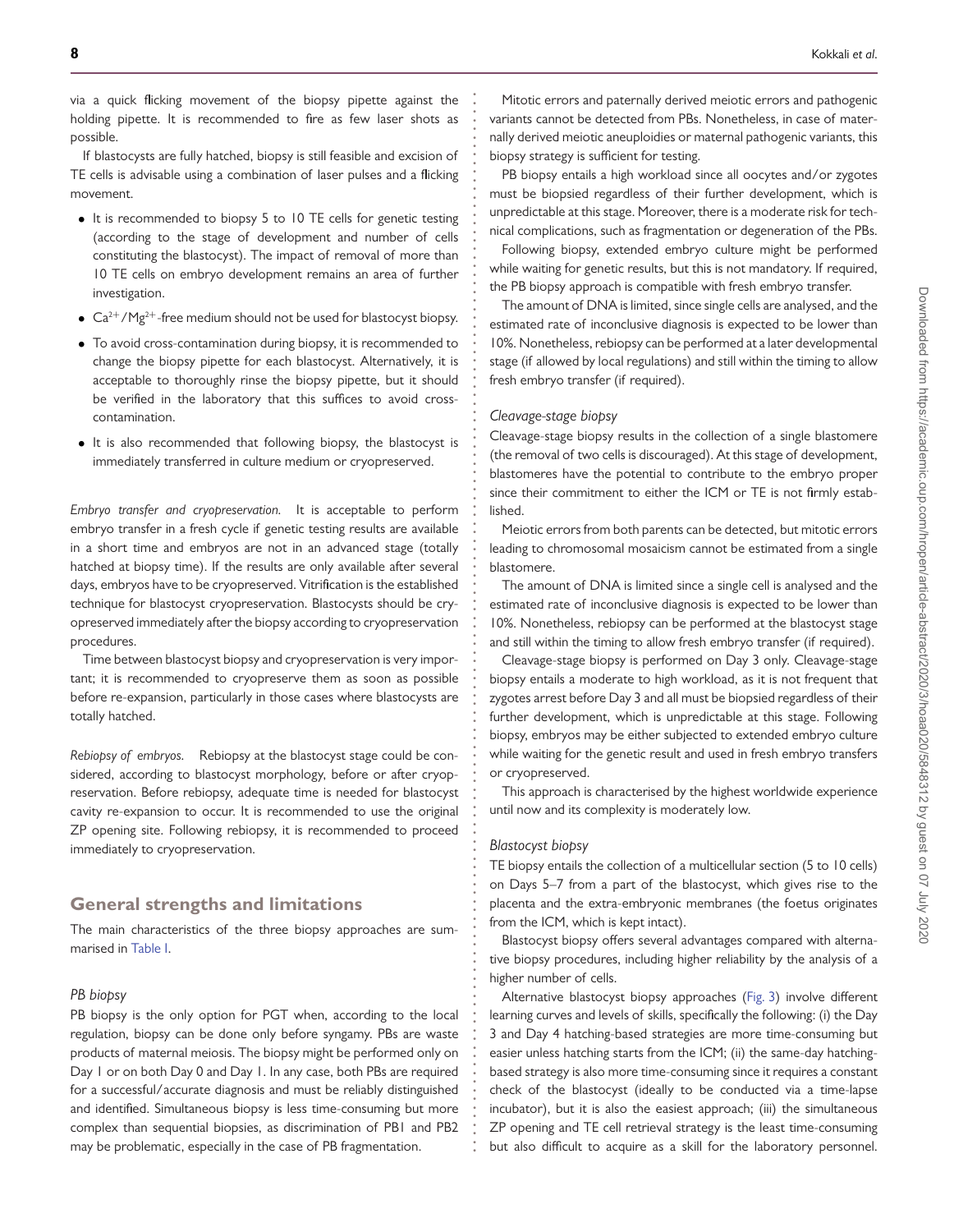via a quick flicking movement of the biopsy pipette against the holding pipette. It is recommended to fire as few laser shots as possible.

If blastocysts are fully hatched, biopsy is still feasible and excision of TE cells is advisable using a combination of laser pulses and a flicking movement.

- It is recommended to biopsy 5 to 10 TE cells for genetic testing (according to the stage of development and number of cells constituting the blastocyst). The impact of removal of more than 10 TE cells on embryo development remains an area of further investigation.
- $Ca^{2+}/Mg^{2+}$-free medium should not be used for blastocyst biopsy.
- To avoid cross-contamination during biopsy, it is recommended to change the biopsy pipette for each blastocyst. Alternatively, it is acceptable to thoroughly rinse the biopsy pipette, but it should be verified in the laboratory that this suffices to avoid cross-contamination.
- It is also recommended that following biopsy, the blastocyst is immediately transferred in culture medium or cryopreserved.

*Embryo transfer and cryopreservation.* It is acceptable to perform embryo transfer in a fresh cycle if genetic testing results are available in a short time and embryos are not in an advanced stage (totally hatched at biopsy time). If the results are only available after several days, embryos have to be cryopreserved. Vitrification is the established technique for blastocyst cryopreservation. Blastocysts should be cryopreserved immediately after the biopsy according to cryopreservation procedures.

Time between blastocyst biopsy and cryopreservation is very important; it is recommended to cryopreserve them as soon as possible before re-expansion, particularly in those cases where blastocysts are totally hatched.

*Rebiopsy of embryos.* Rebiopsy at the blastocyst stage could be considered, according to blastocyst morphology, before or after cryopreservation. Before rebiopsy, adequate time is needed for blastocyst cavity re-expansion to occur. It is recommended to use the original ZP opening site. Following rebiopsy, it is recommended to proceed immediately to cryopreservation.

## General strengths and limitations

The main characteristics of the three biopsy approaches are summarised in Table I.

### PB biopsy

PB biopsy is the only option for PGT when, according to the local regulation, biopsy can be done only before syngamy. PBs are waste products of maternal meiosis. The biopsy might be performed only on Day 1 or on both Day 0 and Day 1. In any case, both PBs are required for a successful/accurate diagnosis and must be reliably distinguished and identified. Simultaneous biopsy is less time-consuming but more complex than sequential biopsies, as discrimination of PB1 and PB2 may be problematic, especially in the case of PB fragmentation.

Mitotic errors and paternally derived meiotic errors and pathogenic variants cannot be detected from PBs. Nonetheless, in case of maternally derived meiotic aneuploidies or maternal pathogenic variants, this biopsy strategy is sufficient for testing.

PB biopsy entails a high workload since all oocytes and/or zygotes must be biopsied regardless of their further development, which is unpredictable at this stage. Moreover, there is a moderate risk for technical complications, such as fragmentation or degeneration of the PBs.

Following biopsy, extended embryo culture might be performed while waiting for genetic results, but this is not mandatory. If required, the PB biopsy approach is compatible with fresh embryo transfer.

The amount of DNA is limited, since single cells are analysed, and the estimated rate of inconclusive diagnosis is expected to be lower than 10%. Nonetheless, rebiopsy can be performed at a later developmental stage (if allowed by local regulations) and still within the timing to allow fresh embryo transfer (if required).

### Cleavage-stage biopsy

Cleavage-stage biopsy results in the collection of a single blastomere (the removal of two cells is discouraged). At this stage of development, blastomeres have the potential to contribute to the embryo proper since their commitment to either the ICM or TE is not firmly established.

Meiotic errors from both parents can be detected, but mitotic errors leading to chromosomal mosaicism cannot be estimated from a single blastomere.

The amount of DNA is limited since a single cell is analysed and the estimated rate of inconclusive diagnosis is expected to be lower than 10%. Nonetheless, rebiopsy can be performed at the blastocyst stage and still within the timing to allow fresh embryo transfer (if required).

Cleavage-stage biopsy is performed on Day 3 only. Cleavage-stage biopsy entails a moderate to high workload, as it is not frequent that zygotes arrest before Day 3 and all must be biopsied regardless of their further development, which is unpredictable at this stage. Following biopsy, embryos may be either subjected to extended embryo culture while waiting for the genetic result and used in fresh embryo transfers or cryopreserved.

This approach is characterised by the highest worldwide experience until now and its complexity is moderately low.

### Blastocyst biopsy

TE biopsy entails the collection of a multicellular section (5 to 10 cells) on Days 5–7 from a part of the blastocyst, which gives rise to the placenta and the extra-embryonic membranes (the foetus originates from the ICM, which is kept intact).

Blastocyst biopsy offers several advantages compared with alternative biopsy procedures, including higher reliability by the analysis of a higher number of cells.

Alternative blastocyst biopsy approaches (Fig. 3) involve different learning curves and levels of skills, specifically the following: (i) the Day 3 and Day 4 hatching-based strategies are more time-consuming but easier unless hatching starts from the ICM; (ii) the same-day hatching-based strategy is also more time-consuming since it requires a constant check of the blastocyst (ideally to be conducted via a time-lapse incubator), but it is also the easiest approach; (iii) the simultaneous ZP opening and TE cell retrieval strategy is the least time-consuming but also difficult to acquire as a skill for the laboratory personnel.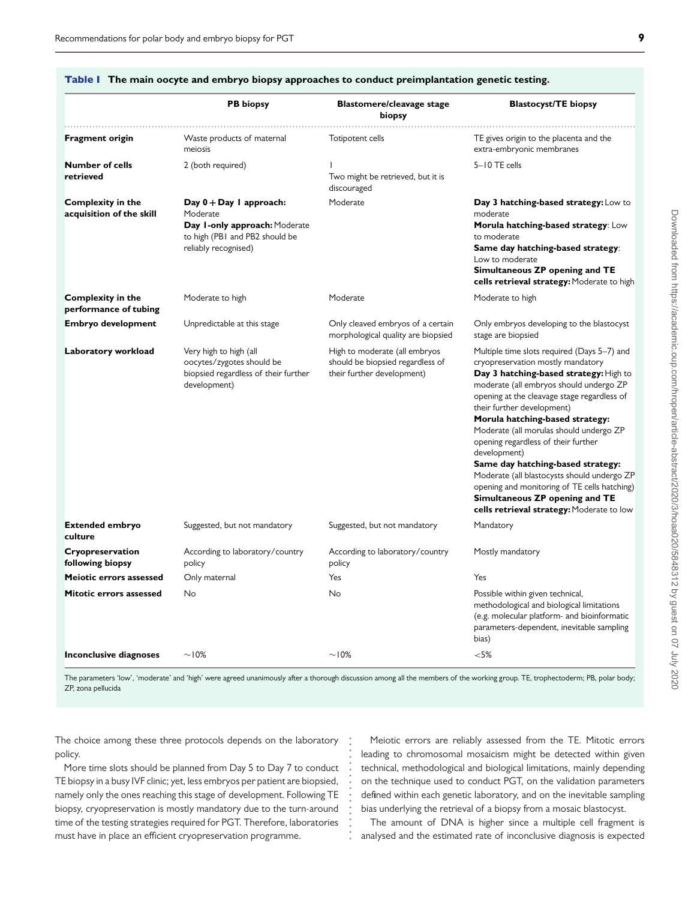**Table I The main oocyte and embryo biopsy approaches to conduct preimplantation genetic testing.**

| | PB biopsy | Blastomere/cleavage stage biopsy | Blastocyst/TE biopsy |
|---|---|---|---|
| **Fragment origin** | Waste products of maternal meiosis | Totipotent cells | TE gives origin to the placenta and the extra-embryonic membranes |
| **Number of cells retrieved** | 2 (both required) | 1<br>Two might be retrieved, but it is discouraged | 5–10 TE cells |
| **Complexity in the acquisition of the skill** | **Day 0 + Day 1 approach:** Moderate<br>**Day 1-only approach:** Moderate to high (PB1 and PB2 should be reliably recognised) | Moderate | **Day 3 hatching-based strategy:** Low to moderate<br>**Morula hatching-based strategy**: Low to moderate<br>**Same day hatching-based strategy**: Low to moderate<br>**Simultaneous ZP opening and TE cells retrieval strategy:** Moderate to high |
| **Complexity in the performance of tubing** | Moderate to high | Moderate | Moderate to high |
| **Embryo development** | Unpredictable at this stage | Only cleaved embryos of a certain morphological quality are biopsied | Only embryos developing to the blastocyst stage are biopsied |
| **Laboratory workload** | Very high to high (all oocytes/zygotes should be biopsied regardless of their further development) | High to moderate (all embryos should be biopsied regardless of their further development) | Multiple time slots required (Days 5–7) and cryopreservation mostly mandatory<br>**Day 3 hatching-based strategy:** High to moderate (all embryos should undergo ZP opening at the cleavage stage regardless of their further development)<br>**Morula hatching-based strategy:** Moderate (all morulas should undergo ZP opening regardless of their further development)<br>**Same day hatching-based strategy:** Moderate (all blastocysts should undergo ZP opening and monitoring of TE cells hatching)<br>**Simultaneous ZP opening and TE cells retrieval strategy:** Moderate to low |
| **Extended embryo culture** | Suggested, but not mandatory | Suggested, but not mandatory | Mandatory |
| **Cryopreservation following biopsy** | According to laboratory/country policy | According to laboratory/country policy | Mostly mandatory |
| **Meiotic errors assessed** | Only maternal | Yes | Yes |
| **Mitotic errors assessed** | No | No | Possible within given technical, methodological and biological limitations (e.g. molecular platform- and bioinformatic parameters-dependent, inevitable sampling bias) |
| **Inconclusive diagnoses** | ~10% | ~10% | <5% |

The parameters 'low', 'moderate' and 'high' were agreed unanimously after a thorough discussion among all the members of the working group. TE, trophectoderm; PB, polar body; ZP, zona pellucida

The choice among these three protocols depends on the laboratory policy.

More time slots should be planned from Day 5 to Day 7 to conduct TE biopsy in a busy IVF clinic; yet, less embryos per patient are biopsied, namely only the ones reaching this stage of development. Following TE biopsy, cryopreservation is mostly mandatory due to the turn-around time of the testing strategies required for PGT. Therefore, laboratories must have in place an efficient cryopreservation programme.

Meiotic errors are reliably assessed from the TE. Mitotic errors leading to chromosomal mosaicism might be detected within given technical, methodological and biological limitations, mainly depending on the technique used to conduct PGT, on the validation parameters defined within each genetic laboratory, and on the inevitable sampling bias underlying the retrieval of a biopsy from a mosaic blastocyst.

The amount of DNA is higher since a multiple cell fragment is analysed and the estimated rate of inconclusive diagnosis is expected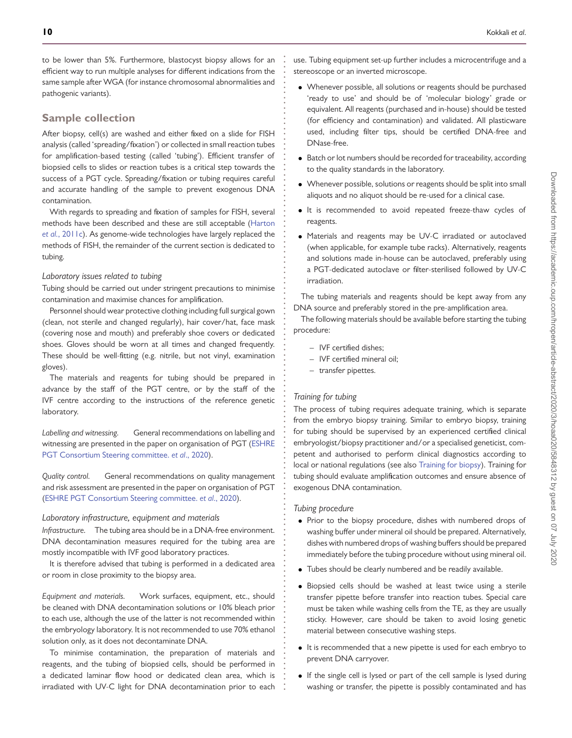to be lower than 5%. Furthermore, blastocyst biopsy allows for an efficient way to run multiple analyses for different indications from the same sample after WGA (for instance chromosomal abnormalities and pathogenic variants).

## Sample collection

After biopsy, cell(s) are washed and either fixed on a slide for FISH analysis (called 'spreading/fixation') or collected in small reaction tubes for amplification-based testing (called 'tubing'). Efficient transfer of biopsied cells to slides or reaction tubes is a critical step towards the success of a PGT cycle. Spreading/fixation or tubing requires careful and accurate handling of the sample to prevent exogenous DNA contamination.

With regards to spreading and fixation of samples for FISH, several methods have been described and these are still acceptable (Harton *et al.*, 2011c). As genome-wide technologies have largely replaced the methods of FISH, the remainder of the current section is dedicated to tubing.

### *Laboratory issues related to tubing*

Tubing should be carried out under stringent precautions to minimise contamination and maximise chances for amplification.

Personnel should wear protective clothing including full surgical gown (clean, not sterile and changed regularly), hair cover/hat, face mask (covering nose and mouth) and preferably shoe covers or dedicated shoes. Gloves should be worn at all times and changed frequently. These should be well-fitting (e.g. nitrile, but not vinyl, examination gloves).

The materials and reagents for tubing should be prepared in advance by the staff of the PGT centre, or by the staff of the IVF centre according to the instructions of the reference genetic laboratory.

*Labelling and witnessing.* General recommendations on labelling and witnessing are presented in the paper on organisation of PGT (ESHRE PGT Consortium Steering committee. *et al.*, 2020).

*Quality control.* General recommendations on quality management and risk assessment are presented in the paper on organisation of PGT (ESHRE PGT Consortium Steering committee. *et al.*, 2020).

### *Laboratory infrastructure, equipment and materials*

*Infrastructure.* The tubing area should be in a DNA-free environment. DNA decontamination measures required for the tubing area are mostly incompatible with IVF good laboratory practices.

It is therefore advised that tubing is performed in a dedicated area or room in close proximity to the biopsy area.

*Equipment and materials.* Work surfaces, equipment, etc., should be cleaned with DNA decontamination solutions or 10% bleach prior to each use, although the use of the latter is not recommended within the embryology laboratory. It is not recommended to use 70% ethanol solution only, as it does not decontaminate DNA.

To minimise contamination, the preparation of materials and reagents, and the tubing of biopsied cells, should be performed in a dedicated laminar flow hood or dedicated clean area, which is irradiated with UV-C light for DNA decontamination prior to each use. Tubing equipment set-up further includes a microcentrifuge and a stereoscope or an inverted microscope.

- Whenever possible, all solutions or reagents should be purchased 'ready to use' and should be of 'molecular biology' grade or equivalent. All reagents (purchased and in-house) should be tested (for efficiency and contamination) and validated. All plasticware used, including filter tips, should be certified DNA-free and DNase-free.
- Batch or lot numbers should be recorded for traceability, according to the quality standards in the laboratory.
- Whenever possible, solutions or reagents should be split into small aliquots and no aliquot should be re-used for a clinical case.
- It is recommended to avoid repeated freeze-thaw cycles of reagents.
- Materials and reagents may be UV-C irradiated or autoclaved (when applicable, for example tube racks). Alternatively, reagents and solutions made in-house can be autoclaved, preferably using a PGT-dedicated autoclave or filter-sterilised followed by UV-C irradiation.

The tubing materials and reagents should be kept away from any DNA source and preferably stored in the pre-amplification area.

The following materials should be available before starting the tubing procedure:

- IVF certified dishes;
- IVF certified mineral oil;
- transfer pipettes.

### *Training for tubing*

The process of tubing requires adequate training, which is separate from the embryo biopsy training. Similar to embryo biopsy, training for tubing should be supervised by an experienced certified clinical embryologist/biopsy practitioner and/or a specialised geneticist, competent and authorised to perform clinical diagnostics according to local or national regulations (see also Training for biopsy). Training for tubing should evaluate amplification outcomes and ensure absence of exogenous DNA contamination.

### *Tubing procedure*

- Prior to the biopsy procedure, dishes with numbered drops of washing buffer under mineral oil should be prepared. Alternatively, dishes with numbered drops of washing buffers should be prepared immediately before the tubing procedure without using mineral oil.
- Tubes should be clearly numbered and be readily available.
- Biopsied cells should be washed at least twice using a sterile transfer pipette before transfer into reaction tubes. Special care must be taken while washing cells from the TE, as they are usually sticky. However, care should be taken to avoid losing genetic material between consecutive washing steps.
- It is recommended that a new pipette is used for each embryo to prevent DNA carryover.
- If the single cell is lysed or part of the cell sample is lysed during washing or transfer, the pipette is possibly contaminated and has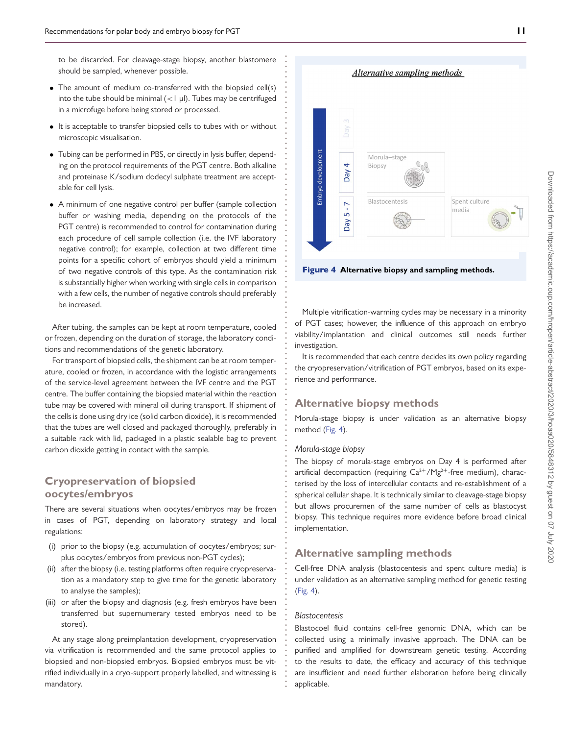to be discarded. For cleavage-stage biopsy, another blastomere should be sampled, whenever possible.

- The amount of medium co-transferred with the biopsied cell(s) into the tube should be minimal (<1 μl). Tubes may be centrifuged in a microfuge before being stored or processed.
- It is acceptable to transfer biopsied cells to tubes with or without microscopic visualisation.
- Tubing can be performed in PBS, or directly in lysis buffer, depending on the protocol requirements of the PGT centre. Both alkaline and proteinase K/sodium dodecyl sulphate treatment are acceptable for cell lysis.
- A minimum of one negative control per buffer (sample collection buffer or washing media, depending on the protocols of the PGT centre) is recommended to control for contamination during each procedure of cell sample collection (i.e. the IVF laboratory negative control); for example, collection at two different time points for a specific cohort of embryos should yield a minimum of two negative controls of this type. As the contamination risk is substantially higher when working with single cells in comparison with a few cells, the number of negative controls should preferably be increased.

After tubing, the samples can be kept at room temperature, cooled or frozen, depending on the duration of storage, the laboratory conditions and recommendations of the genetic laboratory.

For transport of biopsied cells, the shipment can be at room temperature, cooled or frozen, in accordance with the logistic arrangements of the service-level agreement between the IVF centre and the PGT centre. The buffer containing the biopsied material within the reaction tube may be covered with mineral oil during transport. If shipment of the cells is done using dry ice (solid carbon dioxide), it is recommended that the tubes are well closed and packaged thoroughly, preferably in a suitable rack with lid, packaged in a plastic sealable bag to prevent carbon dioxide getting in contact with the sample.

## Cryopreservation of biopsied oocytes/embryos

There are several situations when oocytes/embryos may be frozen in cases of PGT, depending on laboratory strategy and local regulations:

(i) prior to the biopsy (e.g. accumulation of oocytes/embryos; surplus oocytes/embryos from previous non-PGT cycles);
(ii) after the biopsy (i.e. testing platforms often require cryopreservation as a mandatory step to give time for the genetic laboratory to analyse the samples);
(iii) or after the biopsy and diagnosis (e.g. fresh embryos have been transferred but supernumerary tested embryos need to be stored).

At any stage along preimplantation development, cryopreservation via vitrification is recommended and the same protocol applies to biopsied and non-biopsied embryos. Biopsied embryos must be vitrified individually in a cryo-support properly labelled, and witnessing is mandatory.

**Figure 4** **Alternative biopsy and sampling methods.**

Multiple vitrification-warming cycles may be necessary in a minority of PGT cases; however, the influence of this approach on embryo viability/implantation and clinical outcomes still needs further investigation.

It is recommended that each centre decides its own policy regarding the cryopreservation/vitrification of PGT embryos, based on its experience and performance.

## Alternative biopsy methods

Morula-stage biopsy is under validation as an alternative biopsy method (Fig. 4).

### *Morula-stage biopsy*

The biopsy of morula-stage embryos on Day 4 is performed after artificial decompaction (requiring $Ca^{2+}/Mg^{2+}$-free medium), characterised by the loss of intercellular contacts and re-establishment of a spherical cellular shape. It is technically similar to cleavage-stage biopsy but allows procuremen of the same number of cells as blastocyst biopsy. This technique requires more evidence before broad clinical implementation.

## Alternative sampling methods

Cell-free DNA analysis (blastocentesis and spent culture media) is under validation as an alternative sampling method for genetic testing (Fig. 4).

### *Blastocentesis*

Blastocoel fluid contains cell-free genomic DNA, which can be collected using a minimally invasive approach. The DNA can be purified and amplified for downstream genetic testing. According to the results to date, the efficacy and accuracy of this technique are insufficient and need further elaboration before being clinically applicable.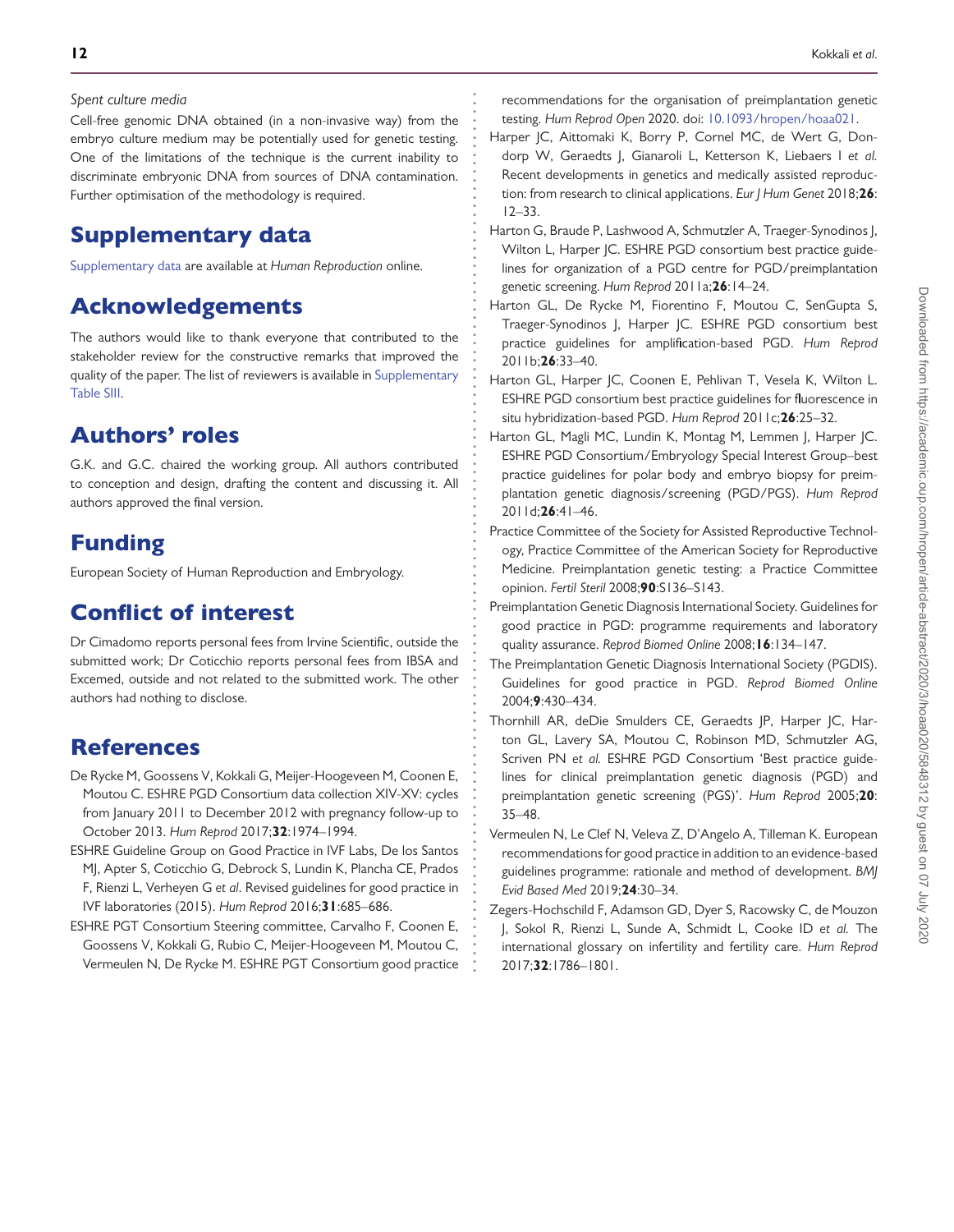*Spent culture media*

Cell-free genomic DNA obtained (in a non-invasive way) from the embryo culture medium may be potentially used for genetic testing. One of the limitations of the technique is the current inability to discriminate embryonic DNA from sources of DNA contamination. Further optimisation of the methodology is required.

## Supplementary data

Supplementary data are available at *Human Reproduction* online.

## Acknowledgements

The authors would like to thank everyone that contributed to the stakeholder review for the constructive remarks that improved the quality of the paper. The list of reviewers is available in Supplementary Table SIII.

## Authors' roles

G.K. and G.C. chaired the working group. All authors contributed to conception and design, drafting the content and discussing it. All authors approved the final version.

## Funding

European Society of Human Reproduction and Embryology.

## Conflict of interest

Dr Cimadomo reports personal fees from Irvine Scientific, outside the submitted work; Dr Coticchio reports personal fees from IBSA and Excemed, outside and not related to the submitted work. The other authors had nothing to disclose.

## References

De Rycke M, Goossens V, Kokkali G, Meijer-Hoogeveen M, Coonen E, Moutou C. ESHRE PGD Consortium data collection XIV-XV: cycles from January 2011 to December 2012 with pregnancy follow-up to October 2013. *Hum Reprod* 2017;**32**:1974–1994.

ESHRE Guideline Group on Good Practice in IVF Labs, De los Santos MJ, Apter S, Coticchio G, Debrock S, Lundin K, Plancha CE, Prados F, Rienzi L, Verheyen G *et al*. Revised guidelines for good practice in IVF laboratories (2015). *Hum Reprod* 2016;**31**:685–686.

ESHRE PGT Consortium Steering committee, Carvalho F, Coonen E, Goossens V, Kokkali G, Rubio C, Meijer-Hoogeveen M, Moutou C, Vermeulen N, De Rycke M. ESHRE PGT Consortium good practice recommendations for the organisation of preimplantation genetic testing. *Hum Reprod Open* 2020. doi: 10.1093/hropen/hoaa021.

Harper JC, Aittomaki K, Borry P, Cornel MC, de Wert G, Dondorp W, Geraedts J, Gianaroli L, Ketterson K, Liebaers I *et al.* Recent developments in genetics and medically assisted reproduction: from research to clinical applications. *Eur J Hum Genet* 2018;**26**: 12–33.

Harton G, Braude P, Lashwood A, Schmutzler A, Traeger-Synodinos J, Wilton L, Harper JC. ESHRE PGD consortium best practice guidelines for organization of a PGD centre for PGD/preimplantation genetic screening. *Hum Reprod* 2011a;**26**:14–24.

Harton GL, De Rycke M, Fiorentino F, Moutou C, SenGupta S, Traeger-Synodinos J, Harper JC. ESHRE PGD consortium best practice guidelines for amplification-based PGD. *Hum Reprod* 2011b;**26**:33–40.

Harton GL, Harper JC, Coonen E, Pehlivan T, Vesela K, Wilton L. ESHRE PGD consortium best practice guidelines for fluorescence in situ hybridization-based PGD. *Hum Reprod* 2011c;**26**:25–32.

Harton GL, Magli MC, Lundin K, Montag M, Lemmen J, Harper JC. ESHRE PGD Consortium/Embryology Special Interest Group–best practice guidelines for polar body and embryo biopsy for preimplantation genetic diagnosis/screening (PGD/PGS). *Hum Reprod* 2011d;**26**:41–46.

Practice Committee of the Society for Assisted Reproductive Technology, Practice Committee of the American Society for Reproductive Medicine. Preimplantation genetic testing: a Practice Committee opinion. *Fertil Steril* 2008;**90**:S136–S143.

Preimplantation Genetic Diagnosis International Society. Guidelines for good practice in PGD: programme requirements and laboratory quality assurance. *Reprod Biomed Online* 2008;**16**:134–147.

The Preimplantation Genetic Diagnosis International Society (PGDIS). Guidelines for good practice in PGD. *Reprod Biomed Online* 2004;**9**:430–434.

Thornhill AR, deDie Smulders CE, Geraedts JP, Harper JC, Harton GL, Lavery SA, Moutou C, Robinson MD, Schmutzler AG, Scriven PN *et al.* ESHRE PGD Consortium 'Best practice guidelines for clinical preimplantation genetic diagnosis (PGD) and preimplantation genetic screening (PGS)'. *Hum Reprod* 2005;**20**: 35–48.

Vermeulen N, Le Clef N, Veleva Z, D'Angelo A, Tilleman K. European recommendations for good practice in addition to an evidence-based guidelines programme: rationale and method of development. *BMJ Evid Based Med* 2019;**24**:30–34.

Zegers-Hochschild F, Adamson GD, Dyer S, Racowsky C, de Mouzon J, Sokol R, Rienzi L, Sunde A, Schmidt L, Cooke ID *et al.* The international glossary on infertility and fertility care. *Hum Reprod* 2017;**32**:1786–1801.